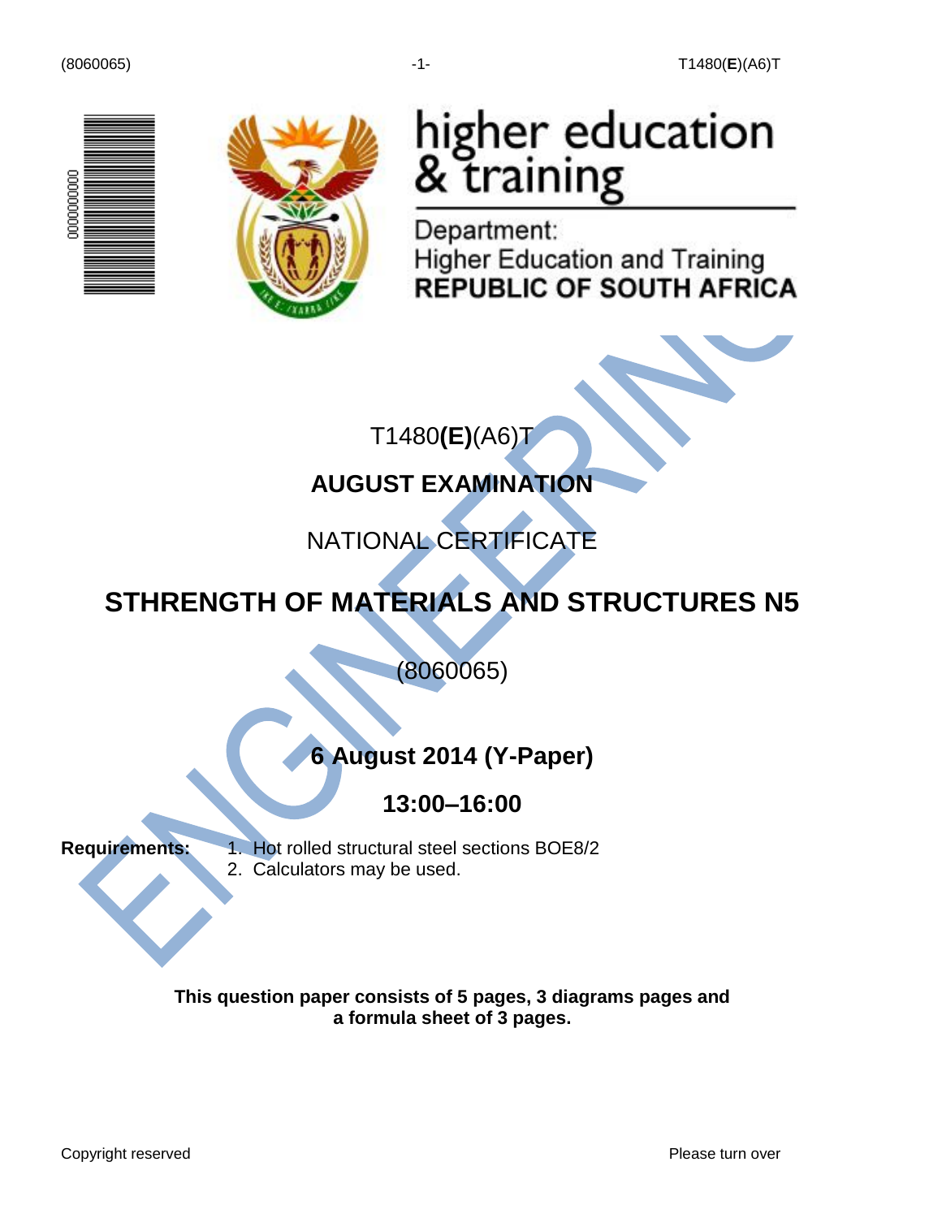higher education & training

Department:
Higher Education and Training
**REPUBLIC OF SOUTH AFRICA**

T1480**(E)**(A6)T

**AUGUST EXAMINATION**

NATIONAL CERTIFICATE

# STHRENGTH OF MATERIALS AND STRUCTURES N5

(8060065)

**6 August 2014 (Y-Paper)**

**13:00–16:00**

**Requirements:**
1. Hot rolled structural steel sections BOE8/2
2. Calculators may be used.

**This question paper consists of 5 pages, 3 diagrams pages and a formula sheet of 3 pages.**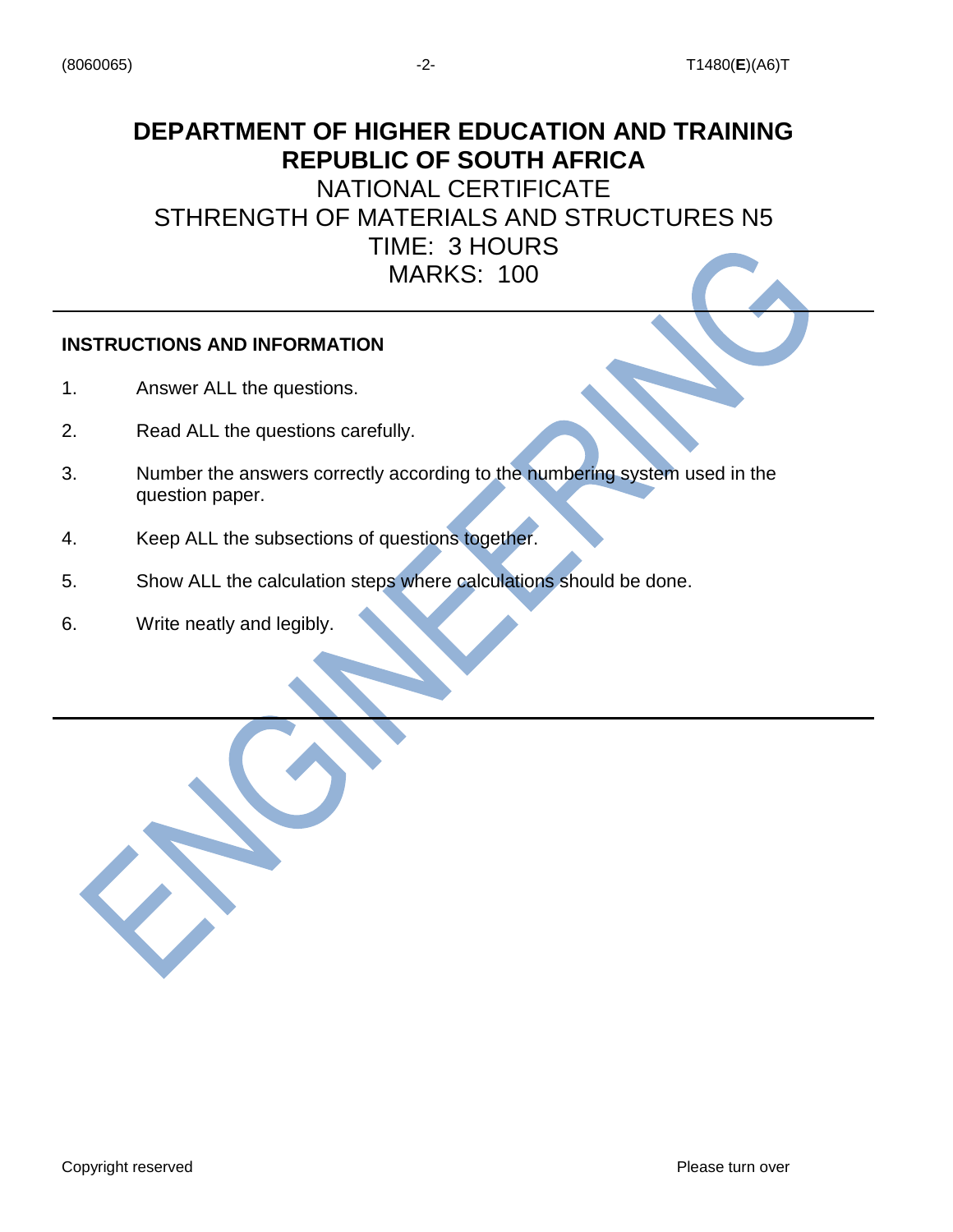# DEPARTMENT OF HIGHER EDUCATION AND TRAINING
# REPUBLIC OF SOUTH AFRICA

NATIONAL CERTIFICATE

STHRENGTH OF MATERIALS AND STRUCTURES N5

TIME: 3 HOURS

MARKS: 100

---

**INSTRUCTIONS AND INFORMATION**

1. Answer ALL the questions.
2. Read ALL the questions carefully.
3. Number the answers correctly according to the numbering system used in the question paper.
4. Keep ALL the subsections of questions together.
5. Show ALL the calculation steps where calculations should be done.
6. Write neatly and legibly.

---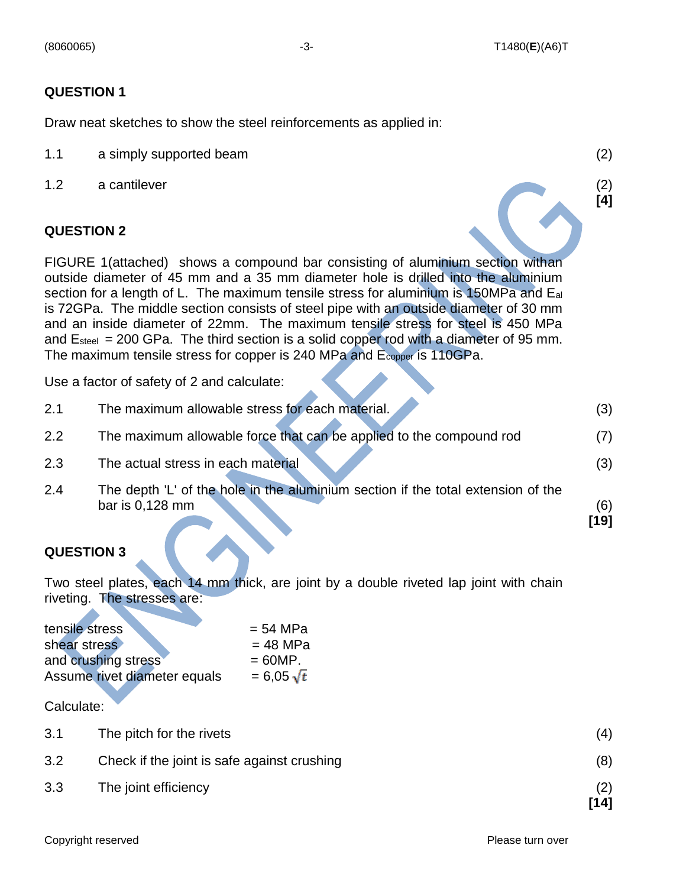## QUESTION 1

Draw neat sketches to show the steel reinforcements as applied in:

1.1 a simply supported beam (2)

1.2 a cantilever (2)
**[4]**

## QUESTION 2

FIGURE 1(attached) shows a compound bar consisting of aluminium section withan outside diameter of 45 mm and a 35 mm diameter hole is drilled into the aluminium section for a length of L. The maximum tensile stress for aluminium is 150MPa and $E_{al}$ is 72GPa. The middle section consists of steel pipe with an outside diameter of 30 mm and an inside diameter of 22mm. The maximum tensile stress for steel is 450 MPa and $E_{steel}$ = 200 GPa. The third section is a solid copper rod with a diameter of 95 mm. The maximum tensile stress for copper is 240 MPa and $E_{copper}$ is 110GPa.

Use a factor of safety of 2 and calculate:

2.1 The maximum allowable stress for each material. (3)

2.2 The maximum allowable force that can be applied to the compound rod (7)

2.3 The actual stress in each material (3)

2.4 The depth 'L' of the hole in the aluminium section if the total extension of the bar is 0,128 mm (6)
**[19]**

## QUESTION 3

Two steel plates, each 14 mm thick, are joint by a double riveted lap joint with chain riveting. The stresses are:

tensile stress = 54 MPa
shear stress = 48 MPa
and crushing stress = 60MP.
Assume rivet diameter equals = $6{,}05\sqrt{t}$

Calculate:

3.1 The pitch for the rivets (4)

3.2 Check if the joint is safe against crushing (8)

3.3 The joint efficiency (2)
**[14]**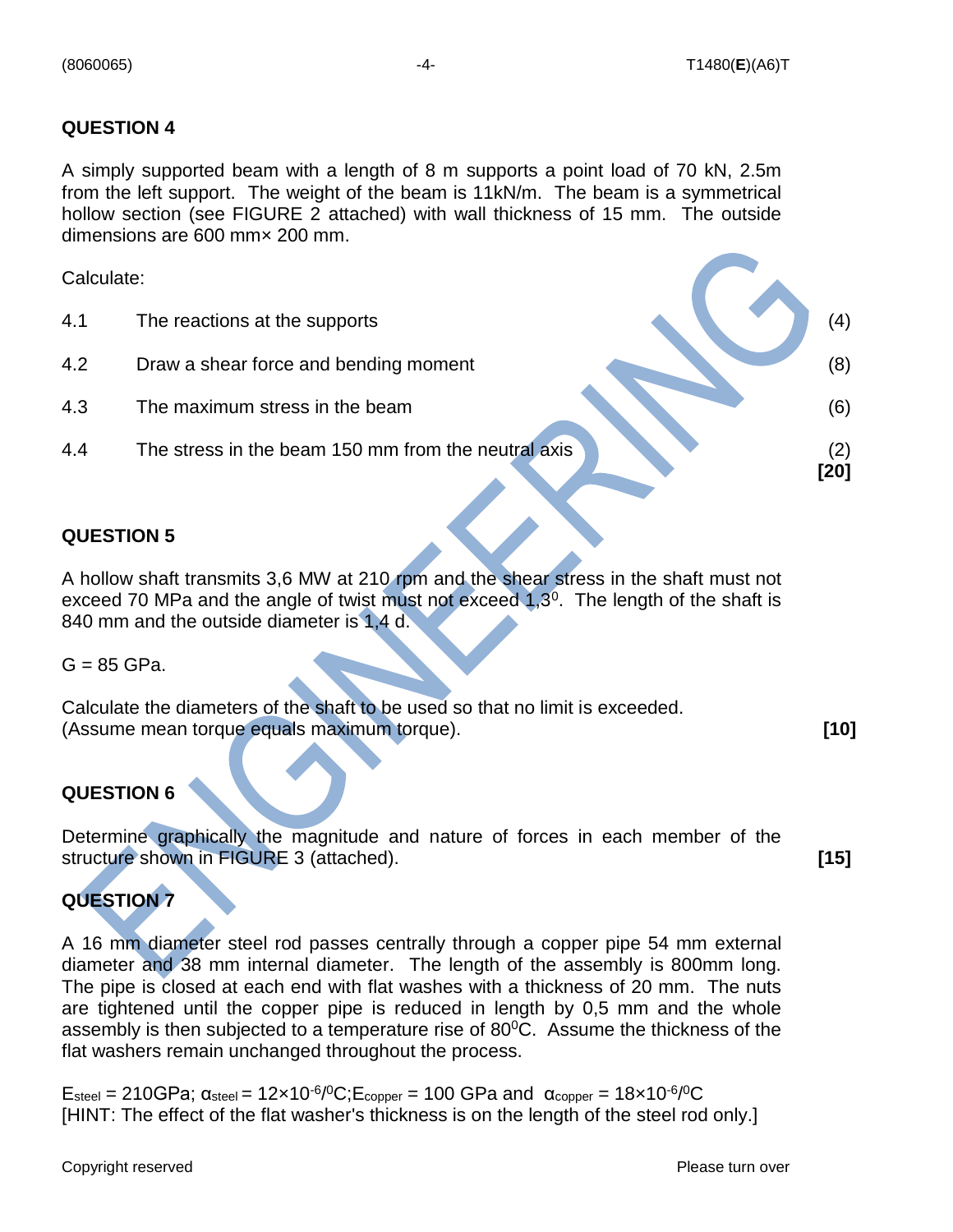## QUESTION 4

A simply supported beam with a length of 8 m supports a point load of 70 kN, 2.5m from the left support. The weight of the beam is 11kN/m. The beam is a symmetrical hollow section (see FIGURE 2 attached) with wall thickness of 15 mm. The outside dimensions are 600 mm× 200 mm.

Calculate:

| | | |
|---|---|---|
| 4.1 | The reactions at the supports | (4) |
| 4.2 | Draw a shear force and bending moment | (8) |
| 4.3 | The maximum stress in the beam | (6) |
| 4.4 | The stress in the beam 150 mm from the neutral axis | (2) |
| | | **[20]** |

## QUESTION 5

A hollow shaft transmits 3,6 MW at 210 rpm and the shear stress in the shaft must not exceed 70 MPa and the angle of twist must not exceed $1,3^0$. The length of the shaft is 840 mm and the outside diameter is 1,4 d.

G = 85 GPa.

Calculate the diameters of the shaft to be used so that no limit is exceeded.
(Assume mean torque equals maximum torque). **[10]**

## QUESTION 6

Determine graphically the magnitude and nature of forces in each member of the structure shown in FIGURE 3 (attached). **[15]**

## QUESTION 7

A 16 mm diameter steel rod passes centrally through a copper pipe 54 mm external diameter and 38 mm internal diameter. The length of the assembly is 800mm long. The pipe is closed at each end with flat washes with a thickness of 20 mm. The nuts are tightened until the copper pipe is reduced in length by 0,5 mm and the whole assembly is then subjected to a temperature rise of $80^0$C. Assume the thickness of the flat washers remain unchanged throughout the process.

$E_{steel}$ = 210GPa; $\alpha_{steel} = 12\times10^{-6}/^0C$; $E_{copper}$ = 100 GPa and $\alpha_{copper} = 18\times10^{-6}/^0C$
[HINT: The effect of the flat washer's thickness is on the length of the steel rod only.]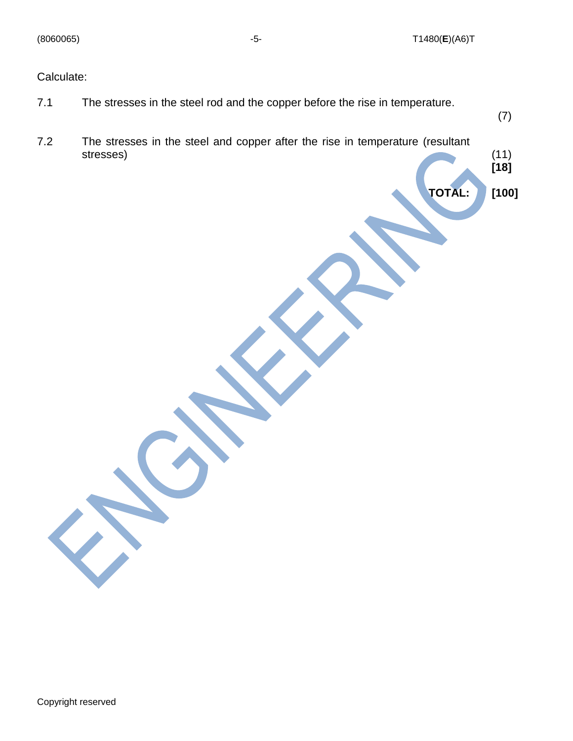Calculate:

7.1 The stresses in the steel rod and the copper before the rise in temperature. (7)

7.2 The stresses in the steel and copper after the rise in temperature (resultant stresses) (11)

**[18]**

**TOTAL: [100]**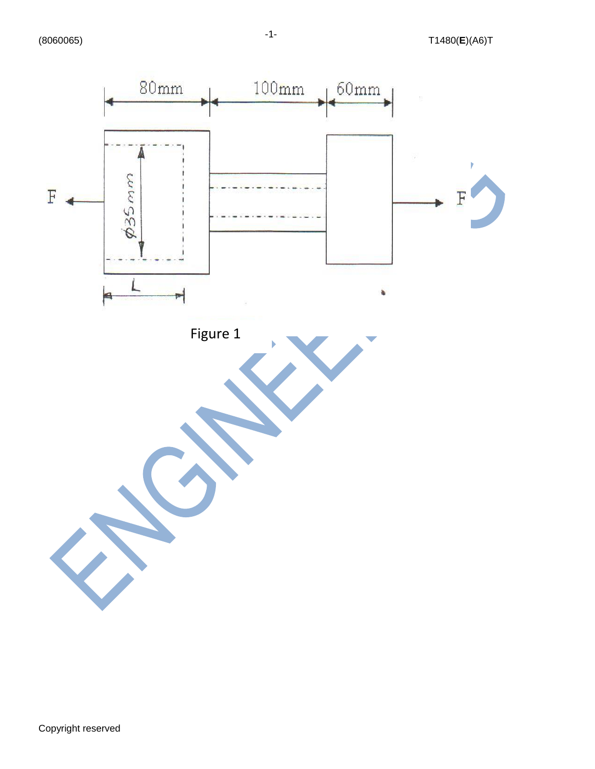Figure 1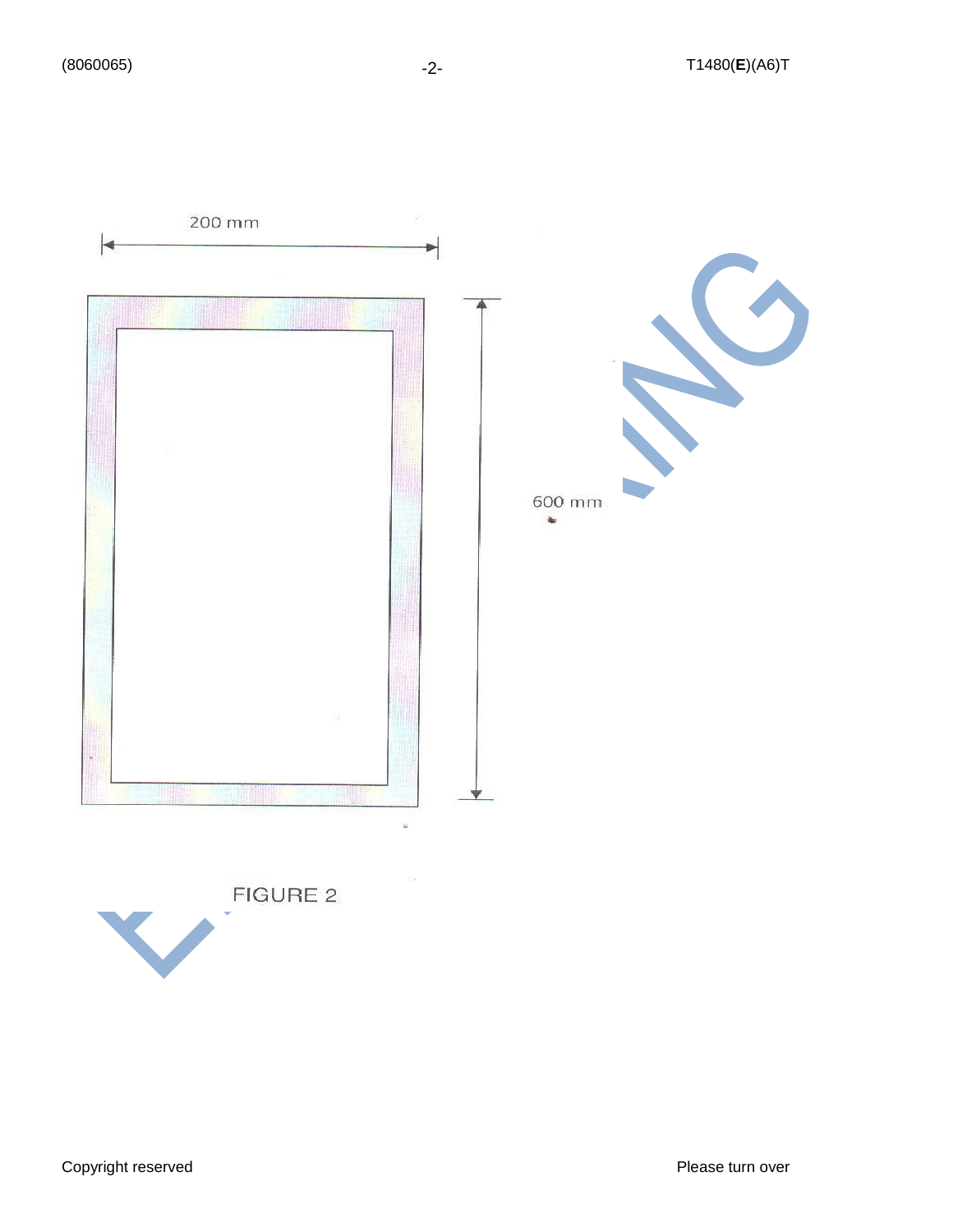200 mm

600 mm

FIGURE 2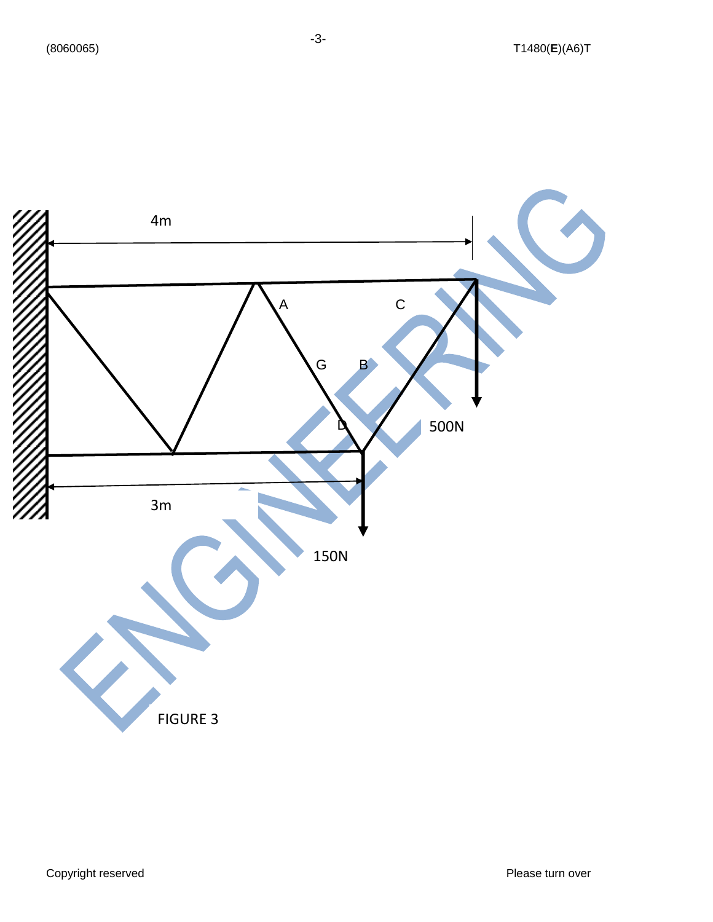4m

A

C

G

B

D

500N

3m

150N

FIGURE 3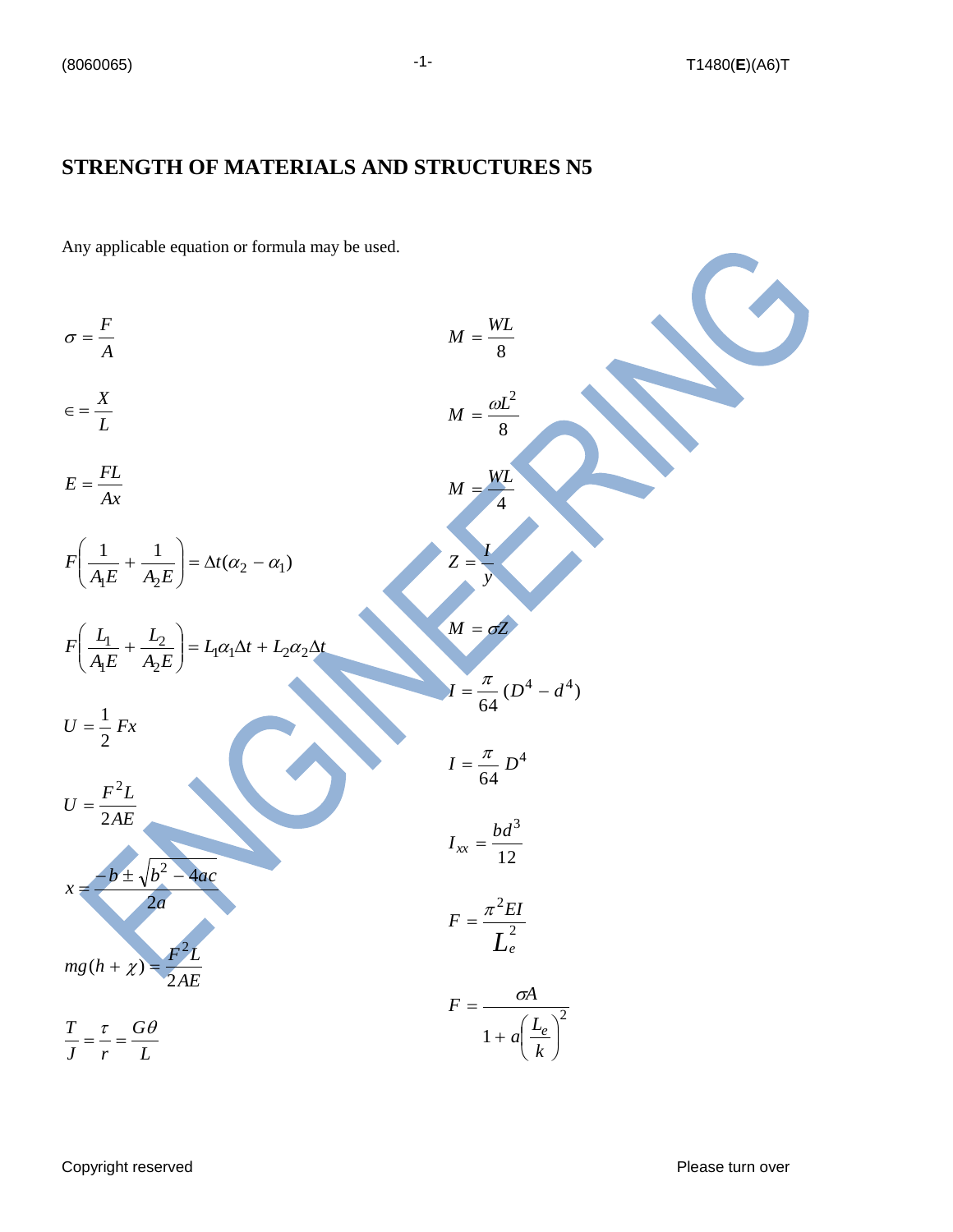# STRENGTH OF MATERIALS AND STRUCTURES N5

Any applicable equation or formula may be used.

$$\sigma = \frac{F}{A}$$

$$\in = \frac{X}{L}$$

$$E = \frac{FL}{Ax}$$

$$F\left(\frac{1}{A_1E} + \frac{1}{A_2E}\right) = \Delta t(\alpha_2 - \alpha_1)$$

$$F\left(\frac{L_1}{A_1E} + \frac{L_2}{A_2E}\right) = L_1\alpha_1\Delta t + L_2\alpha_2\Delta t$$

$$U = \frac{1}{2}Fx$$

$$U = \frac{F^2L}{2AE}$$

$$x = \frac{-b \pm \sqrt{b^2 - 4ac}}{2a}$$

$$mg(h + \chi) = \frac{F^2L}{2AE}$$

$$\frac{T}{J} = \frac{\tau}{r} = \frac{G\theta}{L}$$

$$M = \frac{WL}{8}$$

$$M = \frac{\omega L^2}{8}$$

$$M = \frac{WL}{4}$$

$$Z = \frac{I}{y}$$

$$M = \sigma Z$$

$$I = \frac{\pi}{64}(D^4 - d^4)$$

$$I = \frac{\pi}{64}D^4$$

$$I_{xx} = \frac{bd^3}{12}$$

$$F = \frac{\pi^2 EI}{L_e^2}$$

$$F = \frac{\sigma A}{1 + a\left(\frac{L_e}{k}\right)^2}$$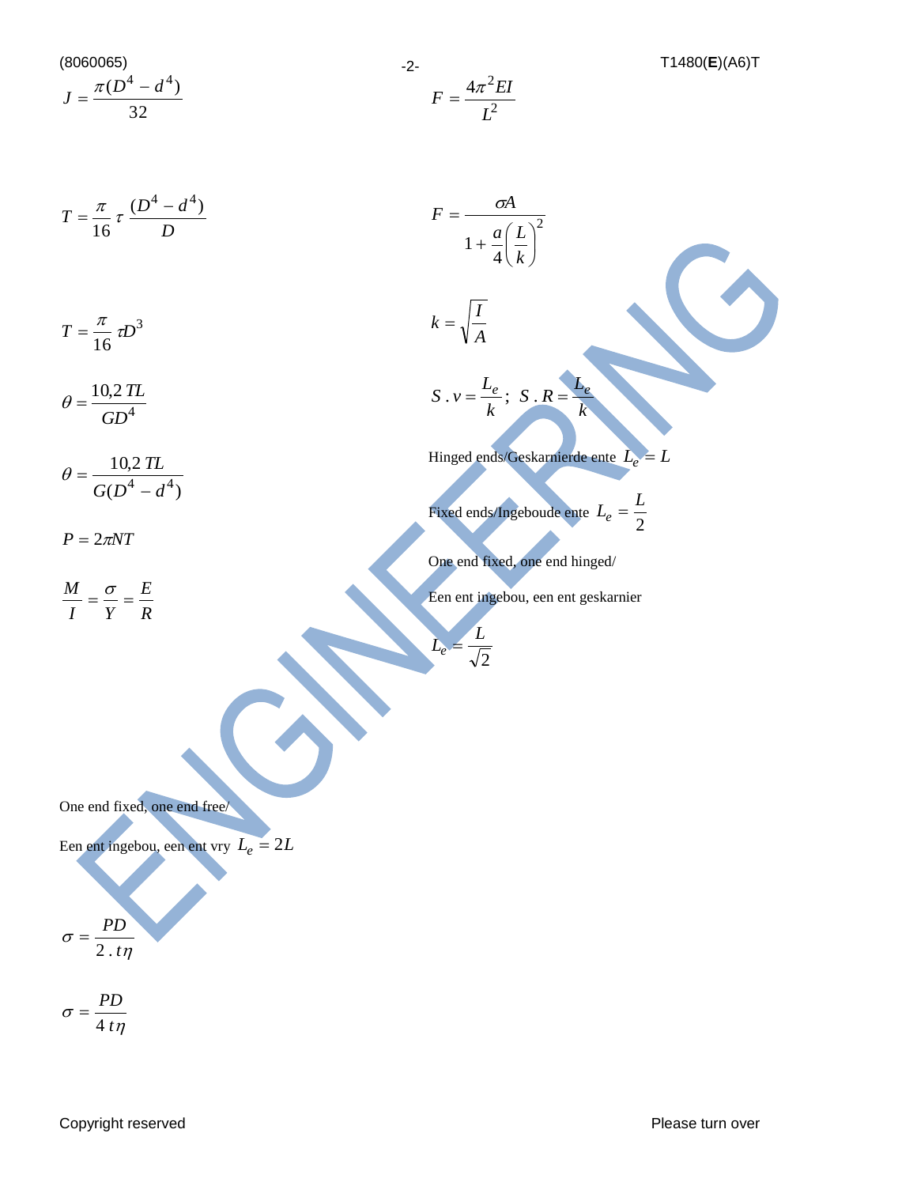$$J = \frac{\pi(D^4 - d^4)}{32}$$

$$T = \frac{\pi}{16}\tau\frac{(D^4 - d^4)}{D}$$

$$T = \frac{\pi}{16}\tau D^3$$

$$\theta = \frac{10{,}2\,TL}{GD^4}$$

$$\theta = \frac{10{,}2\,TL}{G(D^4 - d^4)}$$

$$P = 2\pi NT$$

$$\frac{M}{I} = \frac{\sigma}{Y} = \frac{E}{R}$$

$$F = \frac{4\pi^2 EI}{L^2}$$

$$F = \frac{\sigma A}{1 + \frac{a}{4}\left(\frac{L}{k}\right)^2}$$

$$k = \sqrt{\frac{I}{A}}$$

$$S.v = \frac{L_e}{k};\; S.R = \frac{L_e}{k}$$

Hinged ends/Geskarnierde ente $L_e = L$

Fixed ends/Ingeboude ente $L_e = \frac{L}{2}$

One end fixed, one end hinged/

Een ent ingebou, een ent geskarnier

$$L_e = \frac{L}{\sqrt{2}}$$

One end fixed, one end free/

Een ent ingebou, een ent vry $L_e = 2L$

$$\sigma = \frac{PD}{2\,.\,t\eta}$$

$$\sigma = \frac{PD}{4\,t\eta}$$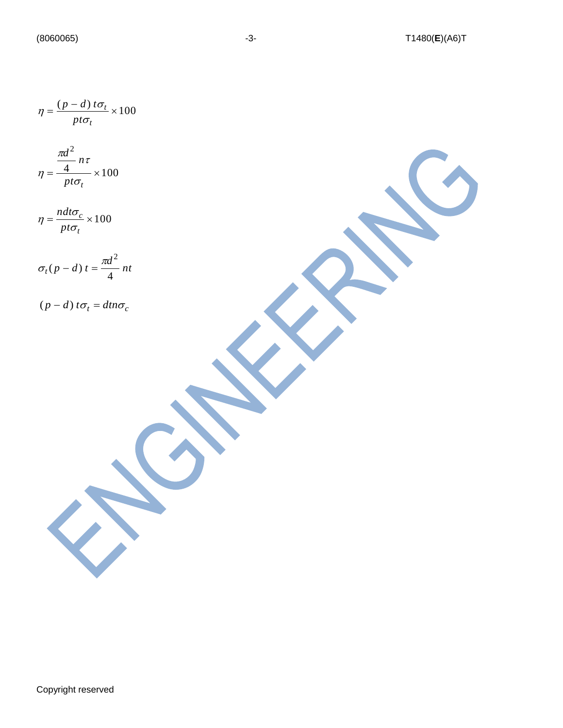$$\eta = \frac{(p - d)\, t\sigma_t}{pt\sigma_t} \times 100$$

$$\eta = \frac{\frac{\pi d^2}{4}\, n\tau}{pt\sigma_t} \times 100$$

$$\eta = \frac{ndt\sigma_c}{pt\sigma_t} \times 100$$

$$\sigma_t (p - d)\, t = \frac{\pi d^2}{4}\, nt$$

$$(p - d)\, t\sigma_t = dtn\sigma_c$$

Copyright reserved